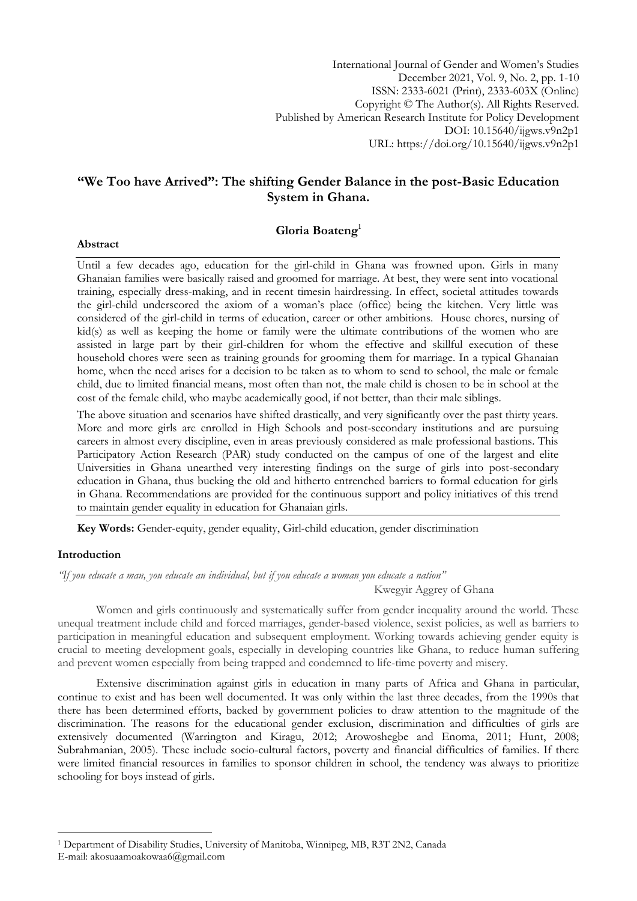International Journal of Gender and Women's Studies
December 2021, Vol. 9, No. 2, pp. 1-10
ISSN: 2333-6021 (Print), 2333-603X (Online)
Copyright © The Author(s). All Rights Reserved.
Published by American Research Institute for Policy Development
DOI: 10.15640/ijgws.v9n2p1
URL: https://doi.org/10.15640/ijgws.v9n2p1

# "We Too have Arrived": The shifting Gender Balance in the post-Basic Education System in Ghana.

**Gloria Boateng[1]**

## Abstract

Until a few decades ago, education for the girl-child in Ghana was frowned upon. Girls in many Ghanaian families were basically raised and groomed for marriage. At best, they were sent into vocational training, especially dress-making, and in recent timesin hairdressing. In effect, societal attitudes towards the girl-child underscored the axiom of a woman's place (office) being the kitchen. Very little was considered of the girl-child in terms of education, career or other ambitions. House chores, nursing of kid(s) as well as keeping the home or family were the ultimate contributions of the women who are assisted in large part by their girl-children for whom the effective and skillful execution of these household chores were seen as training grounds for grooming them for marriage. In a typical Ghanaian home, when the need arises for a decision to be taken as to whom to send to school, the male or female child, due to limited financial means, most often than not, the male child is chosen to be in school at the cost of the female child, who maybe academically good, if not better, than their male siblings.

The above situation and scenarios have shifted drastically, and very significantly over the past thirty years. More and more girls are enrolled in High Schools and post-secondary institutions and are pursuing careers in almost every discipline, even in areas previously considered as male professional bastions. This Participatory Action Research (PAR) study conducted on the campus of one of the largest and elite Universities in Ghana unearthed very interesting findings on the surge of girls into post-secondary education in Ghana, thus bucking the old and hitherto entrenched barriers to formal education for girls in Ghana. Recommendations are provided for the continuous support and policy initiatives of this trend to maintain gender equality in education for Ghanaian girls.

**Key Words:** Gender-equity, gender equality, Girl-child education, gender discrimination

## Introduction

*"If you educate a man, you educate an individual, but if you educate a woman you educate a nation"*

Kwegyir Aggrey of Ghana

Women and girls continuously and systematically suffer from gender inequality around the world. These unequal treatment include child and forced marriages, gender-based violence, sexist policies, as well as barriers to participation in meaningful education and subsequent employment. Working towards achieving gender equity is crucial to meeting development goals, especially in developing countries like Ghana, to reduce human suffering and prevent women especially from being trapped and condemned to life-time poverty and misery.

Extensive discrimination against girls in education in many parts of Africa and Ghana in particular, continue to exist and has been well documented. It was only within the last three decades, from the 1990s that there has been determined efforts, backed by government policies to draw attention to the magnitude of the discrimination. The reasons for the educational gender exclusion, discrimination and difficulties of girls are extensively documented (Warrington and Kiragu, 2012; Arowoshegbe and Enoma, 2011; Hunt, 2008; Subrahmanian, 2005). These include socio-cultural factors, poverty and financial difficulties of families. If there were limited financial resources in families to sponsor children in school, the tendency was always to prioritize schooling for boys instead of girls.

---

[1] Department of Disability Studies, University of Manitoba, Winnipeg, MB, R3T 2N2, Canada
E-mail: akosuaamoakowaa6@gmail.com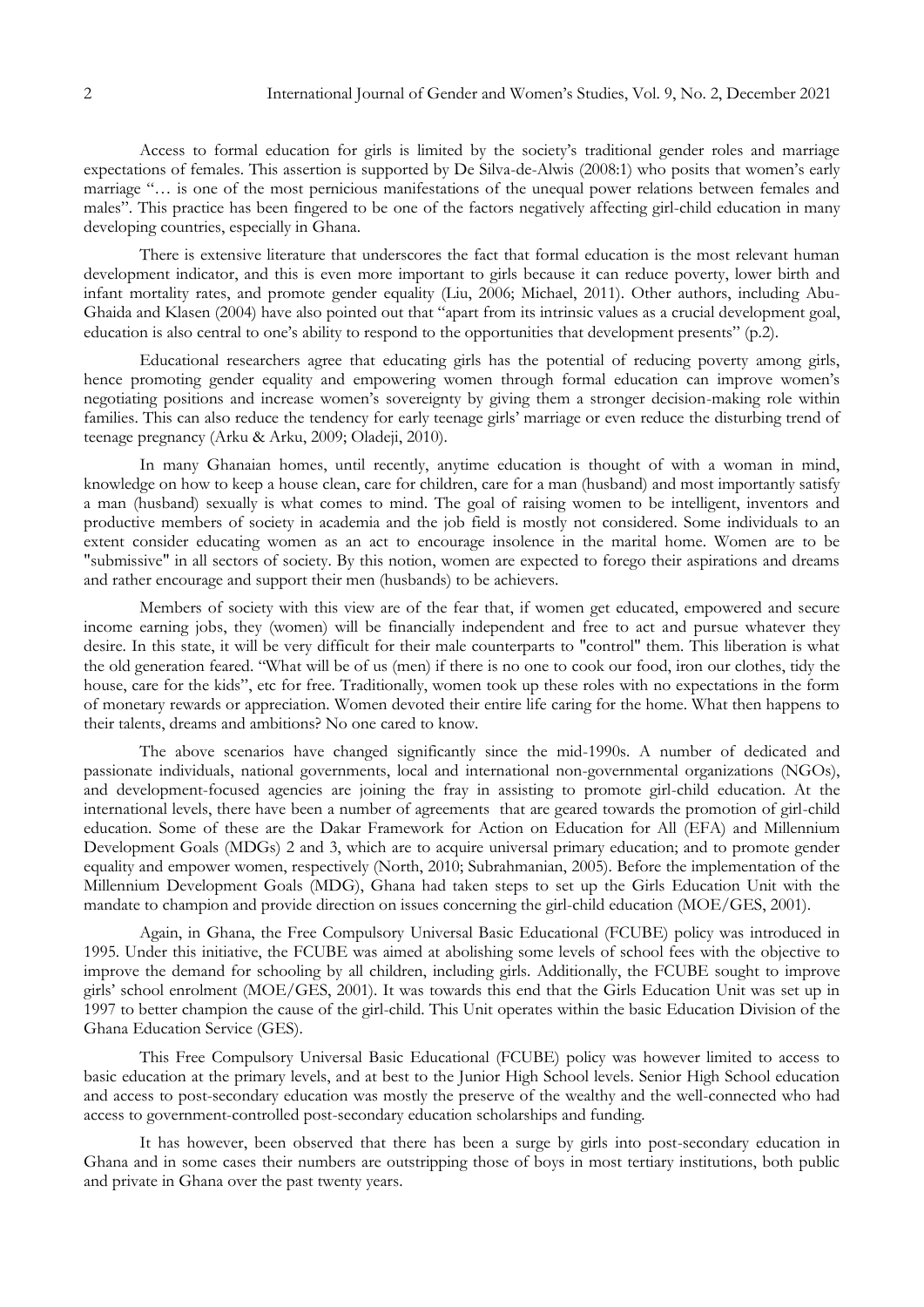Access to formal education for girls is limited by the society's traditional gender roles and marriage expectations of females. This assertion is supported by De Silva-de-Alwis (2008:1) who posits that women's early marriage "… is one of the most pernicious manifestations of the unequal power relations between females and males". This practice has been fingered to be one of the factors negatively affecting girl-child education in many developing countries, especially in Ghana.

There is extensive literature that underscores the fact that formal education is the most relevant human development indicator, and this is even more important to girls because it can reduce poverty, lower birth and infant mortality rates, and promote gender equality (Liu, 2006; Michael, 2011). Other authors, including Abu-Ghaida and Klasen (2004) have also pointed out that "apart from its intrinsic values as a crucial development goal, education is also central to one's ability to respond to the opportunities that development presents" (p.2).

Educational researchers agree that educating girls has the potential of reducing poverty among girls, hence promoting gender equality and empowering women through formal education can improve women's negotiating positions and increase women's sovereignty by giving them a stronger decision-making role within families. This can also reduce the tendency for early teenage girls' marriage or even reduce the disturbing trend of teenage pregnancy (Arku & Arku, 2009; Oladeji, 2010).

In many Ghanaian homes, until recently, anytime education is thought of with a woman in mind, knowledge on how to keep a house clean, care for children, care for a man (husband) and most importantly satisfy a man (husband) sexually is what comes to mind. The goal of raising women to be intelligent, inventors and productive members of society in academia and the job field is mostly not considered. Some individuals to an extent consider educating women as an act to encourage insolence in the marital home. Women are to be "submissive" in all sectors of society. By this notion, women are expected to forego their aspirations and dreams and rather encourage and support their men (husbands) to be achievers.

Members of society with this view are of the fear that, if women get educated, empowered and secure income earning jobs, they (women) will be financially independent and free to act and pursue whatever they desire. In this state, it will be very difficult for their male counterparts to "control" them. This liberation is what the old generation feared. "What will be of us (men) if there is no one to cook our food, iron our clothes, tidy the house, care for the kids", etc for free. Traditionally, women took up these roles with no expectations in the form of monetary rewards or appreciation. Women devoted their entire life caring for the home. What then happens to their talents, dreams and ambitions? No one cared to know.

The above scenarios have changed significantly since the mid-1990s. A number of dedicated and passionate individuals, national governments, local and international non-governmental organizations (NGOs), and development-focused agencies are joining the fray in assisting to promote girl-child education. At the international levels, there have been a number of agreements that are geared towards the promotion of girl-child education. Some of these are the Dakar Framework for Action on Education for All (EFA) and Millennium Development Goals (MDGs) 2 and 3, which are to acquire universal primary education; and to promote gender equality and empower women, respectively (North, 2010; Subrahmanian, 2005). Before the implementation of the Millennium Development Goals (MDG), Ghana had taken steps to set up the Girls Education Unit with the mandate to champion and provide direction on issues concerning the girl-child education (MOE/GES, 2001).

Again, in Ghana, the Free Compulsory Universal Basic Educational (FCUBE) policy was introduced in 1995. Under this initiative, the FCUBE was aimed at abolishing some levels of school fees with the objective to improve the demand for schooling by all children, including girls. Additionally, the FCUBE sought to improve girls' school enrolment (MOE/GES, 2001). It was towards this end that the Girls Education Unit was set up in 1997 to better champion the cause of the girl-child. This Unit operates within the basic Education Division of the Ghana Education Service (GES).

This Free Compulsory Universal Basic Educational (FCUBE) policy was however limited to access to basic education at the primary levels, and at best to the Junior High School levels. Senior High School education and access to post-secondary education was mostly the preserve of the wealthy and the well-connected who had access to government-controlled post-secondary education scholarships and funding.

It has however, been observed that there has been a surge by girls into post-secondary education in Ghana and in some cases their numbers are outstripping those of boys in most tertiary institutions, both public and private in Ghana over the past twenty years.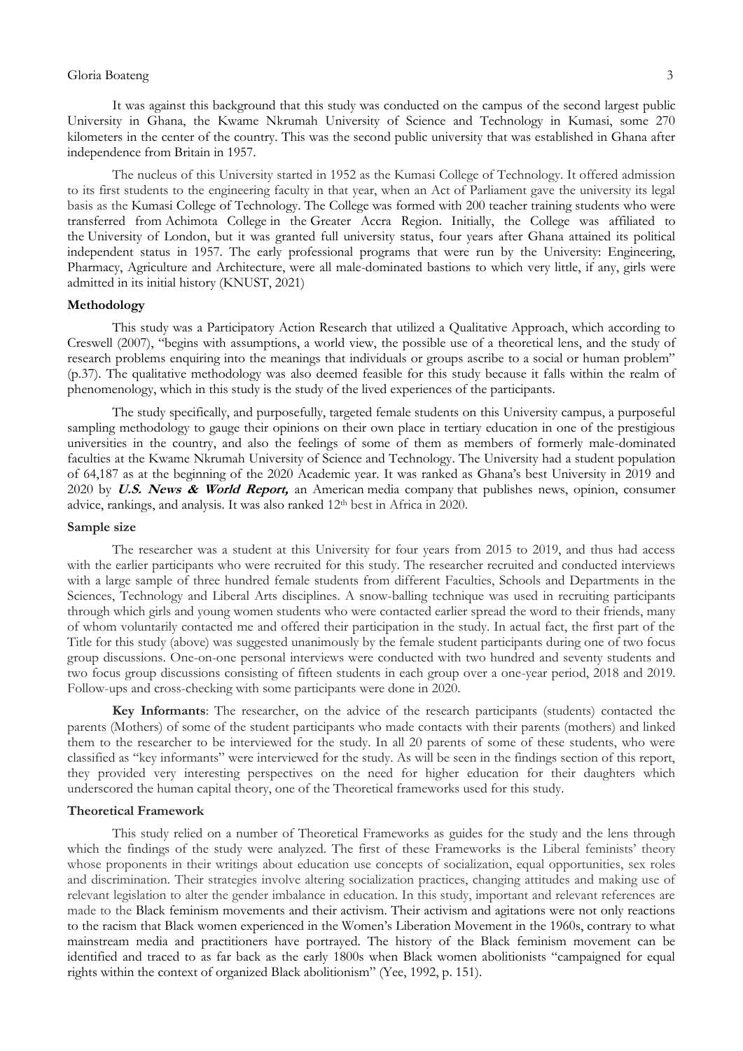It was against this background that this study was conducted on the campus of the second largest public University in Ghana, the Kwame Nkrumah University of Science and Technology in Kumasi, some 270 kilometers in the center of the country. This was the second public university that was established in Ghana after independence from Britain in 1957.

The nucleus of this University started in 1952 as the Kumasi College of Technology. It offered admission to its first students to the engineering faculty in that year, when an Act of Parliament gave the university its legal basis as the Kumasi College of Technology. The College was formed with 200 teacher training students who were transferred from Achimota College in the Greater Accra Region. Initially, the College was affiliated to the University of London, but it was granted full university status, four years after Ghana attained its political independent status in 1957. The early professional programs that were run by the University: Engineering, Pharmacy, Agriculture and Architecture, were all male-dominated bastions to which very little, if any, girls were admitted in its initial history (KNUST, 2021)

**Methodology**

This study was a Participatory Action Research that utilized a Qualitative Approach, which according to Creswell (2007), "begins with assumptions, a world view, the possible use of a theoretical lens, and the study of research problems enquiring into the meanings that individuals or groups ascribe to a social or human problem" (p.37). The qualitative methodology was also deemed feasible for this study because it falls within the realm of phenomenology, which in this study is the study of the lived experiences of the participants.

The study specifically, and purposefully, targeted female students on this University campus, a purposeful sampling methodology to gauge their opinions on their own place in tertiary education in one of the prestigious universities in the country, and also the feelings of some of them as members of formerly male-dominated faculties at the Kwame Nkrumah University of Science and Technology. The University had a student population of 64,187 as at the beginning of the 2020 Academic year. It was ranked as Ghana's best University in 2019 and 2020 by ***U.S. News & World Report,*** an American media company that publishes news, opinion, consumer advice, rankings, and analysis. It was also ranked 12th best in Africa in 2020.

**Sample size**

The researcher was a student at this University for four years from 2015 to 2019, and thus had access with the earlier participants who were recruited for this study. The researcher recruited and conducted interviews with a large sample of three hundred female students from different Faculties, Schools and Departments in the Sciences, Technology and Liberal Arts disciplines. A snow-balling technique was used in recruiting participants through which girls and young women students who were contacted earlier spread the word to their friends, many of whom voluntarily contacted me and offered their participation in the study. In actual fact, the first part of the Title for this study (above) was suggested unanimously by the female student participants during one of two focus group discussions. One-on-one personal interviews were conducted with two hundred and seventy students and two focus group discussions consisting of fifteen students in each group over a one-year period, 2018 and 2019. Follow-ups and cross-checking with some participants were done in 2020.

**Key Informants**: The researcher, on the advice of the research participants (students) contacted the parents (Mothers) of some of the student participants who made contacts with their parents (mothers) and linked them to the researcher to be interviewed for the study. In all 20 parents of some of these students, who were classified as "key informants" were interviewed for the study. As will be seen in the findings section of this report, they provided very interesting perspectives on the need for higher education for their daughters which underscored the human capital theory, one of the Theoretical frameworks used for this study.

**Theoretical Framework**

This study relied on a number of Theoretical Frameworks as guides for the study and the lens through which the findings of the study were analyzed. The first of these Frameworks is the Liberal feminists' theory whose proponents in their writings about education use concepts of socialization, equal opportunities, sex roles and discrimination. Their strategies involve altering socialization practices, changing attitudes and making use of relevant legislation to alter the gender imbalance in education. In this study, important and relevant references are made to the Black feminism movements and their activism. Their activism and agitations were not only reactions to the racism that Black women experienced in the Women's Liberation Movement in the 1960s, contrary to what mainstream media and practitioners have portrayed. The history of the Black feminism movement can be identified and traced to as far back as the early 1800s when Black women abolitionists "campaigned for equal rights within the context of organized Black abolitionism" (Yee, 1992, p. 151).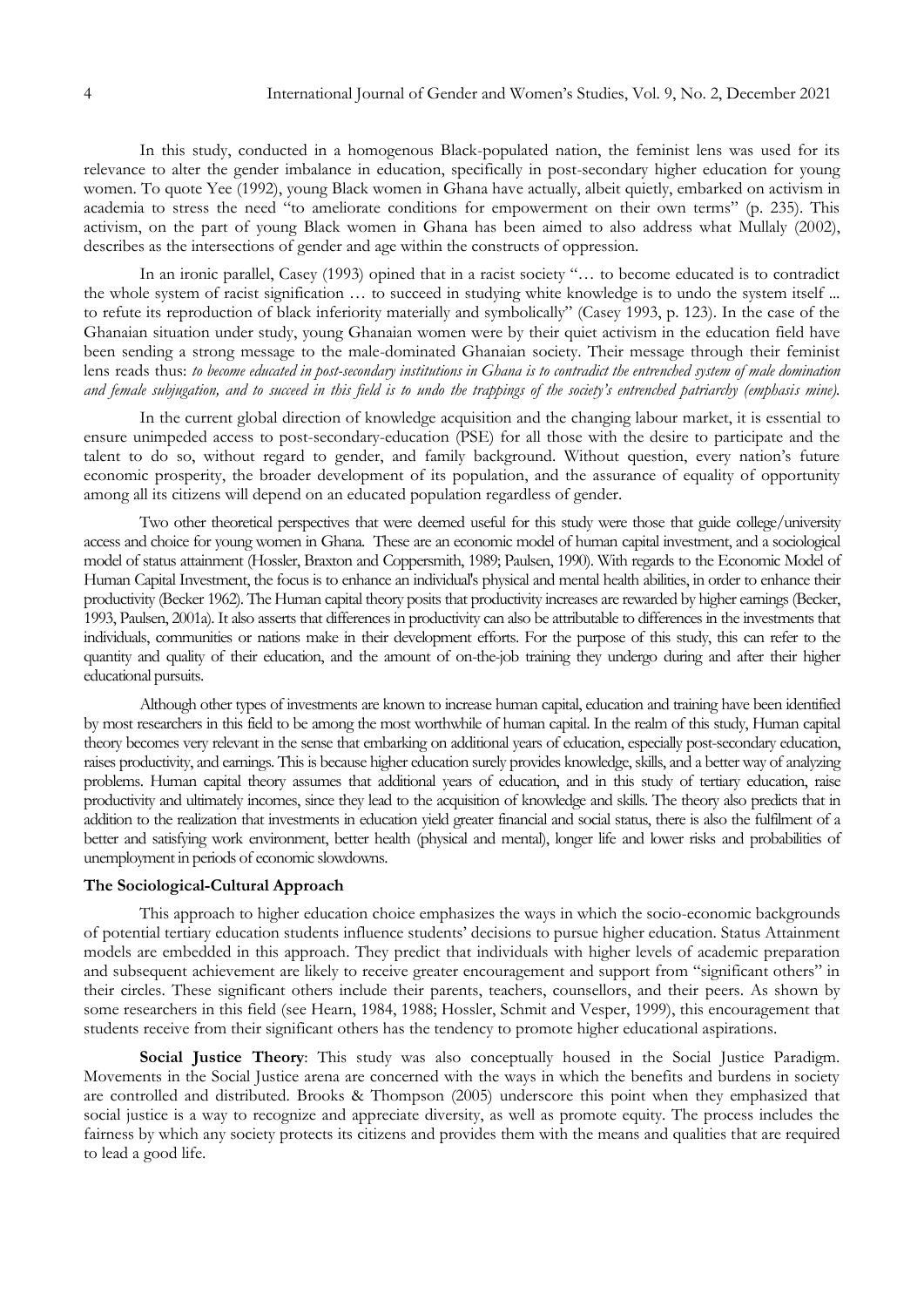In this study, conducted in a homogenous Black-populated nation, the feminist lens was used for its relevance to alter the gender imbalance in education, specifically in post-secondary higher education for young women. To quote Yee (1992), young Black women in Ghana have actually, albeit quietly, embarked on activism in academia to stress the need "to ameliorate conditions for empowerment on their own terms" (p. 235). This activism, on the part of young Black women in Ghana has been aimed to also address what Mullaly (2002), describes as the intersections of gender and age within the constructs of oppression.

In an ironic parallel, Casey (1993) opined that in a racist society "… to become educated is to contradict the whole system of racist signification … to succeed in studying white knowledge is to undo the system itself ... to refute its reproduction of black inferiority materially and symbolically" (Casey 1993, p. 123). In the case of the Ghanaian situation under study, young Ghanaian women were by their quiet activism in the education field have been sending a strong message to the male-dominated Ghanaian society. Their message through their feminist lens reads thus: *to become educated in post-secondary institutions in Ghana is to contradict the entrenched system of male domination and female subjugation, and to succeed in this field is to undo the trappings of the society's entrenched patriarchy (emphasis mine).*

In the current global direction of knowledge acquisition and the changing labour market, it is essential to ensure unimpeded access to post-secondary-education (PSE) for all those with the desire to participate and the talent to do so, without regard to gender, and family background. Without question, every nation's future economic prosperity, the broader development of its population, and the assurance of equality of opportunity among all its citizens will depend on an educated population regardless of gender.

Two other theoretical perspectives that were deemed useful for this study were those that guide college/university access and choice for young women in Ghana. These are an economic model of human capital investment, and a sociological model of status attainment (Hossler, Braxton and Coppersmith, 1989; Paulsen, 1990). With regards to the Economic Model of Human Capital Investment, the focus is to enhance an individual's physical and mental health abilities, in order to enhance their productivity (Becker 1962). The Human capital theory posits that productivity increases are rewarded by higher earnings (Becker, 1993, Paulsen, 2001a). It also asserts that differences in productivity can also be attributable to differences in the investments that individuals, communities or nations make in their development efforts. For the purpose of this study, this can refer to the quantity and quality of their education, and the amount of on-the-job training they undergo during and after their higher educational pursuits.

Although other types of investments are known to increase human capital, education and training have been identified by most researchers in this field to be among the most worthwhile of human capital. In the realm of this study, Human capital theory becomes very relevant in the sense that embarking on additional years of education, especially post-secondary education, raises productivity, and earnings. This is because higher education surely provides knowledge, skills, and a better way of analyzing problems. Human capital theory assumes that additional years of education, and in this study of tertiary education, raise productivity and ultimately incomes, since they lead to the acquisition of knowledge and skills. The theory also predicts that in addition to the realization that investments in education yield greater financial and social status, there is also the fulfilment of a better and satisfying work environment, better health (physical and mental), longer life and lower risks and probabilities of unemployment in periods of economic slowdowns.

**The Sociological-Cultural Approach**

This approach to higher education choice emphasizes the ways in which the socio-economic backgrounds of potential tertiary education students influence students' decisions to pursue higher education. Status Attainment models are embedded in this approach. They predict that individuals with higher levels of academic preparation and subsequent achievement are likely to receive greater encouragement and support from "significant others" in their circles. These significant others include their parents, teachers, counsellors, and their peers. As shown by some researchers in this field (see Hearn, 1984, 1988; Hossler, Schmit and Vesper, 1999), this encouragement that students receive from their significant others has the tendency to promote higher educational aspirations.

**Social Justice Theory**: This study was also conceptually housed in the Social Justice Paradigm. Movements in the Social Justice arena are concerned with the ways in which the benefits and burdens in society are controlled and distributed. Brooks & Thompson (2005) underscore this point when they emphasized that social justice is a way to recognize and appreciate diversity, as well as promote equity. The process includes the fairness by which any society protects its citizens and provides them with the means and qualities that are required to lead a good life.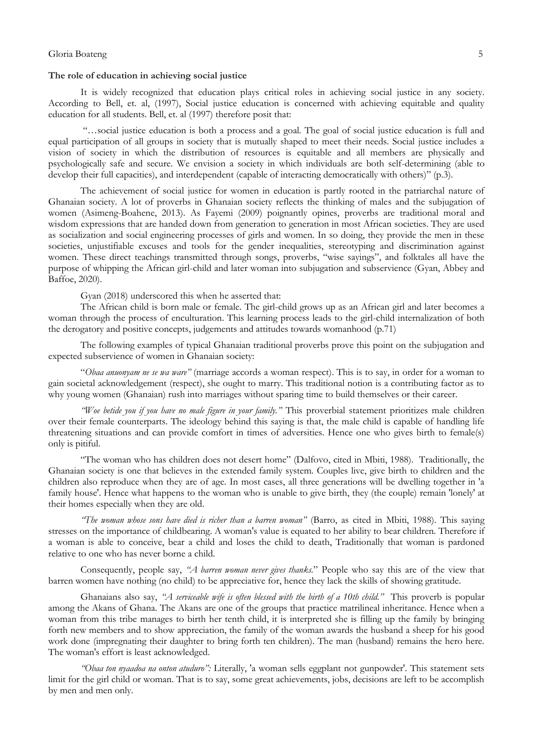**The role of education in achieving social justice**

It is widely recognized that education plays critical roles in achieving social justice in any society. According to Bell, et. al, (1997), Social justice education is concerned with achieving equitable and quality education for all students. Bell, et. al (1997) therefore posit that:

"…social justice education is both a process and a goal. The goal of social justice education is full and equal participation of all groups in society that is mutually shaped to meet their needs. Social justice includes a vision of society in which the distribution of resources is equitable and all members are physically and psychologically safe and secure. We envision a society in which individuals are both self-determining (able to develop their full capacities), and interdependent (capable of interacting democratically with others)" (p.3).

The achievement of social justice for women in education is partly rooted in the patriarchal nature of Ghanaian society. A lot of proverbs in Ghanaian society reflects the thinking of males and the subjugation of women (Asimeng-Boahene, 2013). As Fayemi (2009) poignantly opines, proverbs are traditional moral and wisdom expressions that are handed down from generation to generation in most African societies. They are used as socialization and social engineering processes of girls and women. In so doing, they provide the men in these societies, unjustifiable excuses and tools for the gender inequalities, stereotyping and discrimination against women. These direct teachings transmitted through songs, proverbs, "wise sayings", and folktales all have the purpose of whipping the African girl-child and later woman into subjugation and subservience (Gyan, Abbey and Baffoe, 2020).

Gyan (2018) underscored this when he asserted that:

The African child is born male or female. The girl-child grows up as an African girl and later becomes a woman through the process of enculturation. This learning process leads to the girl-child internalization of both the derogatory and positive concepts, judgements and attitudes towards womanhood (p.71)

The following examples of typical Ghanaian traditional proverbs prove this point on the subjugation and expected subservience of women in Ghanaian society:

"*Obaa anuonyam ne se wa ware"* (marriage accords a woman respect). This is to say, in order for a woman to gain societal acknowledgement (respect), she ought to marry. This traditional notion is a contributing factor as to why young women (Ghanaian) rush into marriages without sparing time to build themselves or their career.

*"Woe betide you if you have no male figure in your family."* This proverbial statement prioritizes male children over their female counterparts. The ideology behind this saying is that, the male child is capable of handling life threatening situations and can provide comfort in times of adversities. Hence one who gives birth to female(s) only is pitiful.

"The woman who has children does not desert home" (Dalfovo, cited in Mbiti, 1988). Traditionally, the Ghanaian society is one that believes in the extended family system. Couples live, give birth to children and the children also reproduce when they are of age. In most cases, all three generations will be dwelling together in 'a family house'. Hence what happens to the woman who is unable to give birth, they (the couple) remain 'lonely' at their homes especially when they are old.

*"The woman whose sons have died is richer than a barren woman"* (Barro, as cited in Mbiti, 1988). This saying stresses on the importance of childbearing. A woman's value is equated to her ability to bear children. Therefore if a woman is able to conceive, bear a child and loses the child to death, Traditionally that woman is pardoned relative to one who has never borne a child.

Consequently, people say, *"A barren woman never gives thanks.*" People who say this are of the view that barren women have nothing (no child) to be appreciative for, hence they lack the skills of showing gratitude.

Ghanaians also say, *"A serviceable wife is often blessed with the birth of a 10th child."* This proverb is popular among the Akans of Ghana. The Akans are one of the groups that practice matrilineal inheritance. Hence when a woman from this tribe manages to birth her tenth child, it is interpreted she is filling up the family by bringing forth new members and to show appreciation, the family of the woman awards the husband a sheep for his good work done (impregnating their daughter to bring forth ten children). The man (husband) remains the hero here. The woman's effort is least acknowledged.

*"Obaa ton nyaadoa na onton atuduro":* Literally, 'a woman sells eggplant not gunpowder'. This statement sets limit for the girl child or woman. That is to say, some great achievements, jobs, decisions are left to be accomplish by men and men only.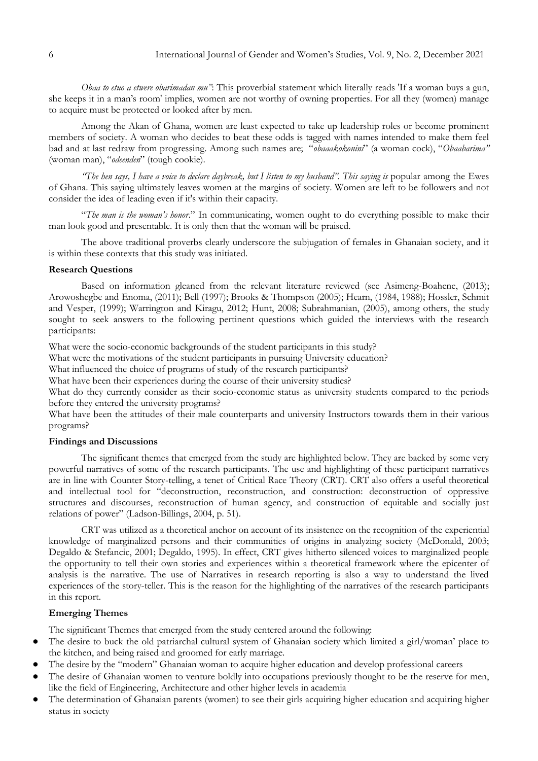*Obaa to etuo a etwere obarimadan mu"*: This proverbial statement which literally reads 'If a woman buys a gun, she keeps it in a man's room' implies, women are not worthy of owning properties. For all they (women) manage to acquire must be protected or looked after by men.

Among the Akan of Ghana, women are least expected to take up leadership roles or become prominent members of society. A woman who decides to beat these odds is tagged with names intended to make them feel bad and at last redraw from progressing. Among such names are; "*obaaakokonini*" (a woman cock), "*Obaabarima"* (woman man), "*odeenden*" (tough cookie).

*"The hen says, I have a voice to declare daybreak, but I listen to my husband". This saying is* popular among the Ewes of Ghana. This saying ultimately leaves women at the margins of society. Women are left to be followers and not consider the idea of leading even if it's within their capacity.

"*The man is the woman's honor*." In communicating, women ought to do everything possible to make their man look good and presentable. It is only then that the woman will be praised.

The above traditional proverbs clearly underscore the subjugation of females in Ghanaian society, and it is within these contexts that this study was initiated.

**Research Questions**

Based on information gleaned from the relevant literature reviewed (see Asimeng-Boahene, (2013); Arowoshegbe and Enoma, (2011); Bell (1997); Brooks & Thompson (2005); Hearn, (1984, 1988); Hossler, Schmit and Vesper, (1999); Warrington and Kiragu, 2012; Hunt, 2008; Subrahmanian, (2005), among others, the study sought to seek answers to the following pertinent questions which guided the interviews with the research participants:

What were the socio-economic backgrounds of the student participants in this study?

What were the motivations of the student participants in pursuing University education?

What influenced the choice of programs of study of the research participants?

What have been their experiences during the course of their university studies?

What do they currently consider as their socio-economic status as university students compared to the periods before they entered the university programs?

What have been the attitudes of their male counterparts and university Instructors towards them in their various programs?

**Findings and Discussions**

The significant themes that emerged from the study are highlighted below. They are backed by some very powerful narratives of some of the research participants. The use and highlighting of these participant narratives are in line with Counter Story-telling, a tenet of Critical Race Theory (CRT). CRT also offers a useful theoretical and intellectual tool for "deconstruction, reconstruction, and construction: deconstruction of oppressive structures and discourses, reconstruction of human agency, and construction of equitable and socially just relations of power" (Ladson-Billings, 2004, p. 51).

CRT was utilized as a theoretical anchor on account of its insistence on the recognition of the experiential knowledge of marginalized persons and their communities of origins in analyzing society (McDonald, 2003; Degaldo & Stefancic, 2001; Degaldo, 1995). In effect, CRT gives hitherto silenced voices to marginalized people the opportunity to tell their own stories and experiences within a theoretical framework where the epicenter of analysis is the narrative. The use of Narratives in research reporting is also a way to understand the lived experiences of the story-teller. This is the reason for the highlighting of the narratives of the research participants in this report.

**Emerging Themes**

The significant Themes that emerged from the study centered around the following:

- The desire to buck the old patriarchal cultural system of Ghanaian society which limited a girl/woman' place to the kitchen, and being raised and groomed for early marriage.
- The desire by the "modern" Ghanaian woman to acquire higher education and develop professional careers
- The desire of Ghanaian women to venture boldly into occupations previously thought to be the reserve for men, like the field of Engineering, Architecture and other higher levels in academia
- The determination of Ghanaian parents (women) to see their girls acquiring higher education and acquiring higher status in society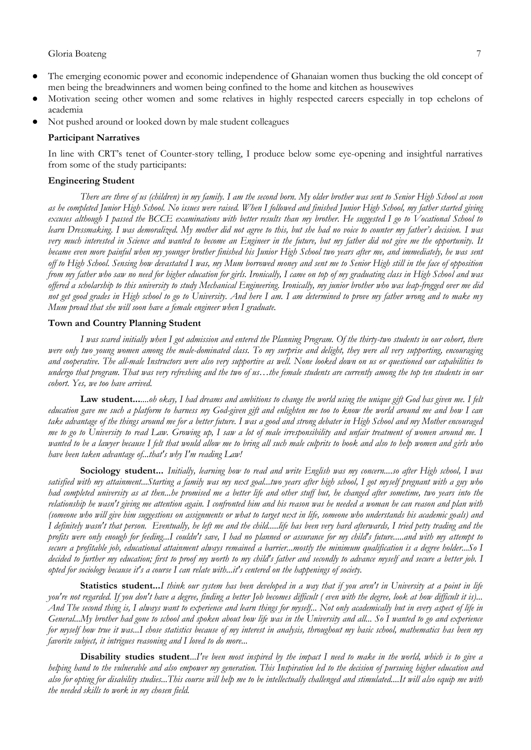- The emerging economic power and economic independence of Ghanaian women thus bucking the old concept of men being the breadwinners and women being confined to the home and kitchen as housewives
- Motivation seeing other women and some relatives in highly respected careers especially in top echelons of academia
- Not pushed around or looked down by male student colleagues

**Participant Narratives**

In line with CRT's tenet of Counter-story telling, I produce below some eye-opening and insightful narratives from some of the study participants:

**Engineering Student**

*There are three of us (children) in my family. I am the second born. My older brother was sent to Senior High School as soon as he completed Junior High School. No issues were raised. When I followed and finished Junior High School, my father started giving excuses although I passed the BCCE examinations with better results than my brother. He suggested I go to Vocational School to learn Dressmaking. I was demoralized. My mother did not agree to this, but she had no voice to counter my father's decision. I was very much interested in Science and wanted to become an Engineer in the future, but my father did not give me the opportunity. It became even more painful when my younger brother finished his Junior High School two years after me, and immediately, he was sent off to High School. Sensing how devastated I was, my Mum borrowed money and sent me to Senior High still in the face of opposition from my father who saw no need for higher education for girls. Ironically, I came on top of my graduating class in High School and was offered a scholarship to this university to study Mechanical Engineering. Ironically, my junior brother who was leap-frogged over me did not get good grades in High school to go to University. And here I am. I am determined to prove my father wrong and to make my Mum proud that she will soon have a female engineer when I graduate.*

**Town and Country Planning Student**

*I was scared initially when I got admission and entered the Planning Program. Of the thirty-two students in our cohort, there were only two young women among the male-dominated class. To my surprise and delight, they were all very supporting, encouraging and cooperative. The all-male Instructors were also very supportive as well. None looked down on us or questioned our capabilities to undergo that program. That was very refreshing and the two of us…the female students are currently among the top ten students in our cohort. Yes, we too have arrived.*

**Law student...***...oh okay, I had dreams and ambitions to change the world using the unique gift God has given me. I felt education gave me such a platform to harness my God-given gift and enlighten me too to know the world around me and how I can take advantage of the things around me for a better future. I was a good and strong debater in High School and my Mother encouraged me to go to University to read Law. Growing up, I saw a lot of male irresponsibility and unfair treatment of women around me. I wanted to be a lawyer because I felt that would allow me to bring all such male culprits to book and also to help women and girls who have been taken advantage of...that's why I'm reading Law!*

**Sociology student...** *Initially, learning how to read and write English was my concern....so after High school, I was satisfied with my attainment...Starting a family was my next goal...two years after high school, I got myself pregnant with a guy who had completed university as at then...he promised me a better life and other stuff but, he changed after sometime, two years into the relationship he wasn't giving me attention again. I confronted him and his reason was he needed a woman he can reason and plan with (someone who will give him suggestions on assignments or what to target next in life, someone who understands his academic goals) and I definitely wasn't that person. Eventually, he left me and the child.....life has been very hard afterwards, I tried petty trading and the profits were only enough for feeding...I couldn't save, I had no planned or assurance for my child's future.....and with my attempt to secure a profitable job, educational attainment always remained a barrier...mostly the minimum qualification is a degree holder...So I decided to further my education; first to proof my worth to my child's father and secondly to advance myself and secure a better job. I opted for sociology because it's a course I can relate with...it's centered on the happenings of society.*

**Statistics student...***I think our system has been developed in a way that if you aren't in University at a point in life you're not regarded. If you don't have a degree, finding a better Job becomes difficult ( even with the degree, look at how difficult it is)... And The second thing is, I always want to experience and learn things for myself... Not only academically but in every aspect of life in General...My brother had gone to school and spoken about how life was in the University and all... So I wanted to go and experience for myself how true it was...I chose statistics because of my interest in analysis, throughout my basic school, mathematics has been my favorite subject, it intrigues reasoning and I loved to do more...*

**Disability studies student***...I've been most inspired by the impact I need to make in the world, which is to give a helping hand to the vulnerable and also empower my generation. This Inspiration led to the decision of pursuing higher education and also for opting for disability studies...This course will help me to be intellectually challenged and stimulated....It will also equip me with the needed skills to work in my chosen field.*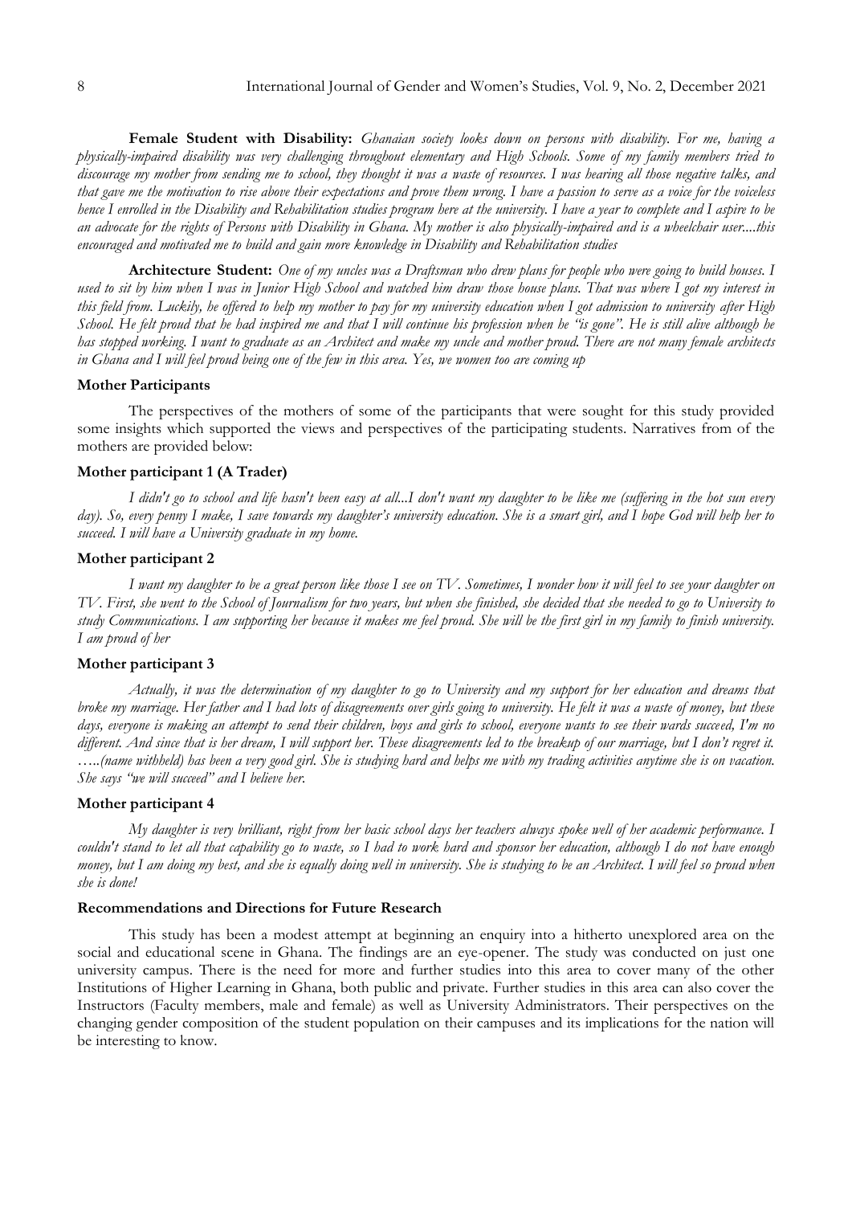**Female Student with Disability:** *Ghanaian society looks down on persons with disability. For me, having a physically-impaired disability was very challenging throughout elementary and High Schools. Some of my family members tried to discourage my mother from sending me to school, they thought it was a waste of resources. I was hearing all those negative talks, and that gave me the motivation to rise above their expectations and prove them wrong. I have a passion to serve as a voice for the voiceless hence I enrolled in the Disability and Rehabilitation studies program here at the university. I have a year to complete and I aspire to be an advocate for the rights of Persons with Disability in Ghana. My mother is also physically-impaired and is a wheelchair user....this encouraged and motivated me to build and gain more knowledge in Disability and Rehabilitation studies*

**Architecture Student:** *One of my uncles was a Draftsman who drew plans for people who were going to build houses. I used to sit by him when I was in Junior High School and watched him draw those house plans. That was where I got my interest in this field from. Luckily, he offered to help my mother to pay for my university education when I got admission to university after High School. He felt proud that he had inspired me and that I will continue his profession when he "is gone". He is still alive although he has stopped working. I want to graduate as an Architect and make my uncle and mother proud. There are not many female architects in Ghana and I will feel proud being one of the few in this area. Yes, we women too are coming up*

### Mother Participants

The perspectives of the mothers of some of the participants that were sought for this study provided some insights which supported the views and perspectives of the participating students. Narratives from of the mothers are provided below:

### Mother participant 1 (A Trader)

*I didn't go to school and life hasn't been easy at all...I don't want my daughter to be like me (suffering in the hot sun every day). So, every penny I make, I save towards my daughter's university education. She is a smart girl, and I hope God will help her to succeed. I will have a University graduate in my home.*

### Mother participant 2

*I want my daughter to be a great person like those I see on TV. Sometimes, I wonder how it will feel to see your daughter on TV. First, she went to the School of Journalism for two years, but when she finished, she decided that she needed to go to University to study Communications. I am supporting her because it makes me feel proud. She will be the first girl in my family to finish university. I am proud of her*

### Mother participant 3

*Actually, it was the determination of my daughter to go to University and my support for her education and dreams that broke my marriage. Her father and I had lots of disagreements over girls going to university. He felt it was a waste of money, but these days, everyone is making an attempt to send their children, boys and girls to school, everyone wants to see their wards succeed, I'm no different. And since that is her dream, I will support her. These disagreements led to the breakup of our marriage, but I don't regret it. …..(name withheld) has been a very good girl. She is studying hard and helps me with my trading activities anytime she is on vacation. She says "we will succeed" and I believe her.*

### Mother participant 4

*My daughter is very brilliant, right from her basic school days her teachers always spoke well of her academic performance. I couldn't stand to let all that capability go to waste, so I had to work hard and sponsor her education, although I do not have enough money, but I am doing my best, and she is equally doing well in university. She is studying to be an Architect. I will feel so proud when she is done!*

### Recommendations and Directions for Future Research

This study has been a modest attempt at beginning an enquiry into a hitherto unexplored area on the social and educational scene in Ghana. The findings are an eye-opener. The study was conducted on just one university campus. There is the need for more and further studies into this area to cover many of the other Institutions of Higher Learning in Ghana, both public and private. Further studies in this area can also cover the Instructors (Faculty members, male and female) as well as University Administrators. Their perspectives on the changing gender composition of the student population on their campuses and its implications for the nation will be interesting to know.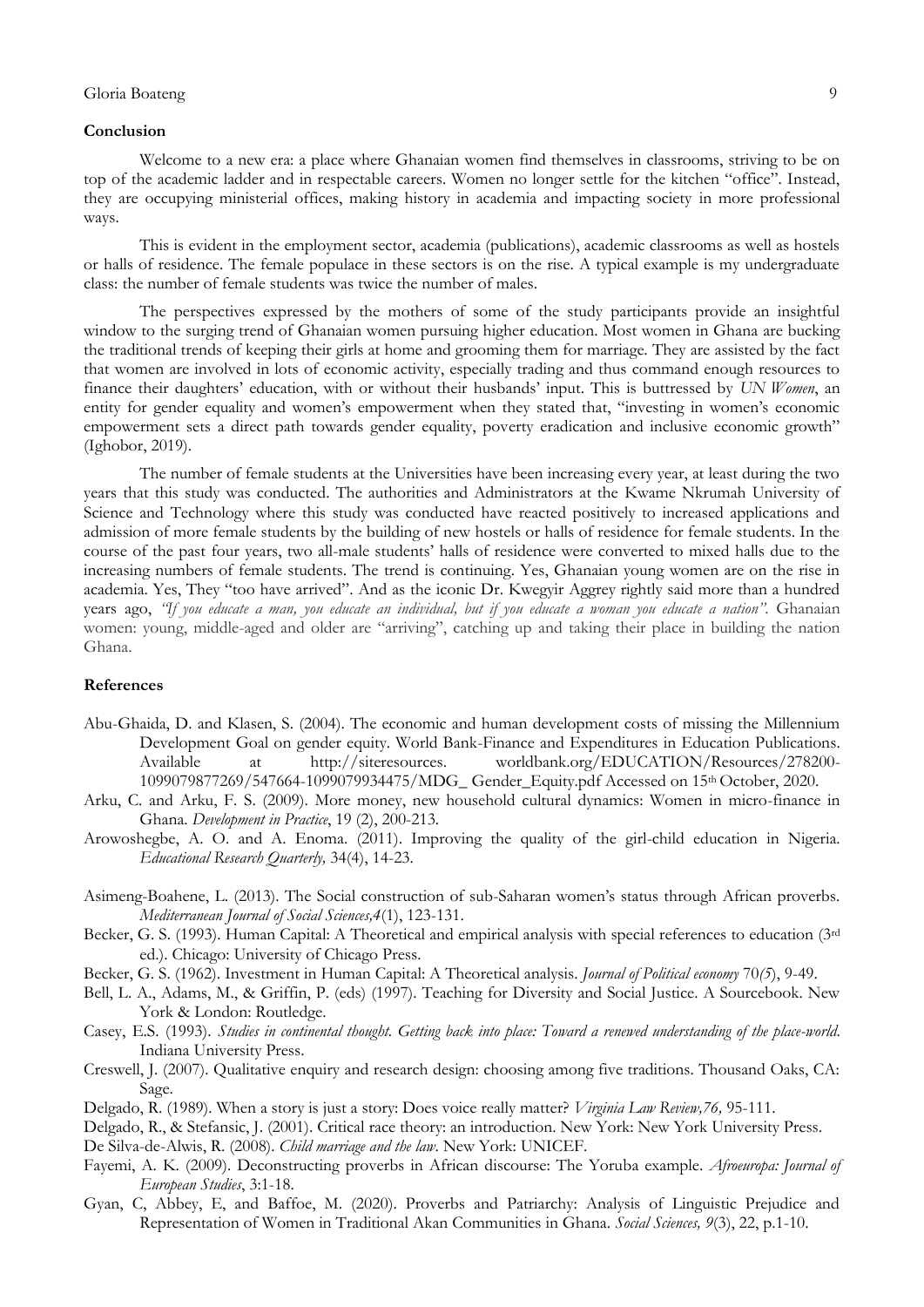## Conclusion

Welcome to a new era: a place where Ghanaian women find themselves in classrooms, striving to be on top of the academic ladder and in respectable careers. Women no longer settle for the kitchen "office". Instead, they are occupying ministerial offices, making history in academia and impacting society in more professional ways.

This is evident in the employment sector, academia (publications), academic classrooms as well as hostels or halls of residence. The female populace in these sectors is on the rise. A typical example is my undergraduate class: the number of female students was twice the number of males.

The perspectives expressed by the mothers of some of the study participants provide an insightful window to the surging trend of Ghanaian women pursuing higher education. Most women in Ghana are bucking the traditional trends of keeping their girls at home and grooming them for marriage. They are assisted by the fact that women are involved in lots of economic activity, especially trading and thus command enough resources to finance their daughters' education, with or without their husbands' input. This is buttressed by *UN Women*, an entity for gender equality and women's empowerment when they stated that, "investing in women's economic empowerment sets a direct path towards gender equality, poverty eradication and inclusive economic growth" (Ighobor, 2019).

The number of female students at the Universities have been increasing every year, at least during the two years that this study was conducted. The authorities and Administrators at the Kwame Nkrumah University of Science and Technology where this study was conducted have reacted positively to increased applications and admission of more female students by the building of new hostels or halls of residence for female students. In the course of the past four years, two all-male students' halls of residence were converted to mixed halls due to the increasing numbers of female students. The trend is continuing. Yes, Ghanaian young women are on the rise in academia. Yes, They "too have arrived". And as the iconic Dr. Kwegyir Aggrey rightly said more than a hundred years ago, *"If you educate a man, you educate an individual, but if you educate a woman you educate a nation".* Ghanaian women: young, middle-aged and older are "arriving", catching up and taking their place in building the nation Ghana.

## References

Abu-Ghaida, D. and Klasen, S. (2004). The economic and human development costs of missing the Millennium Development Goal on gender equity. World Bank-Finance and Expenditures in Education Publications. Available at http://siteresources. worldbank.org/EDUCATION/Resources/278200-1099079877269/547664-1099079934475/MDG_ Gender_Equity.pdf Accessed on 15th October, 2020.

Arku, C. and Arku, F. S. (2009). More money, new household cultural dynamics: Women in micro-finance in Ghana. *Development in Practice*, 19 (2), 200-213.

Arowoshegbe, A. O. and A. Enoma. (2011). Improving the quality of the girl-child education in Nigeria. *Educational Research Quarterly,* 34(4), 14-23.

Asimeng-Boahene, L. (2013). The Social construction of sub-Saharan women's status through African proverbs. *Mediterranean Journal of Social Sciences,4*(1), 123-131.

Becker, G. S. (1993). Human Capital: A Theoretical and empirical analysis with special references to education (3rd ed.). Chicago: University of Chicago Press.

Becker, G. S. (1962). Investment in Human Capital: A Theoretical analysis. *Journal of Political economy* 70*(5*), 9-49.

Bell, L. A., Adams, M., & Griffin, P. (eds) (1997). Teaching for Diversity and Social Justice. A Sourcebook. New York & London: Routledge.

Casey, E.S. (1993). *Studies in continental thought. Getting back into place: Toward a renewed understanding of the place-world.* Indiana University Press.

Creswell, J. (2007). Qualitative enquiry and research design: choosing among five traditions. Thousand Oaks, CA: Sage.

Delgado, R. (1989). When a story is just a story: Does voice really matter? *Virginia Law Review,76,* 95-111.

Delgado, R., & Stefansic, J. (2001). Critical race theory: an introduction. New York: New York University Press.

De Silva-de-Alwis, R. (2008). *Child marriage and the law*. New York: UNICEF.

Fayemi, A. K. (2009). Deconstructing proverbs in African discourse: The Yoruba example. *Afroeuropa: Journal of European Studies*, 3:1-18.

Gyan, C, Abbey, E, and Baffoe, M. (2020). Proverbs and Patriarchy: Analysis of Linguistic Prejudice and Representation of Women in Traditional Akan Communities in Ghana. *Social Sciences, 9*(3), 22, p.1-10.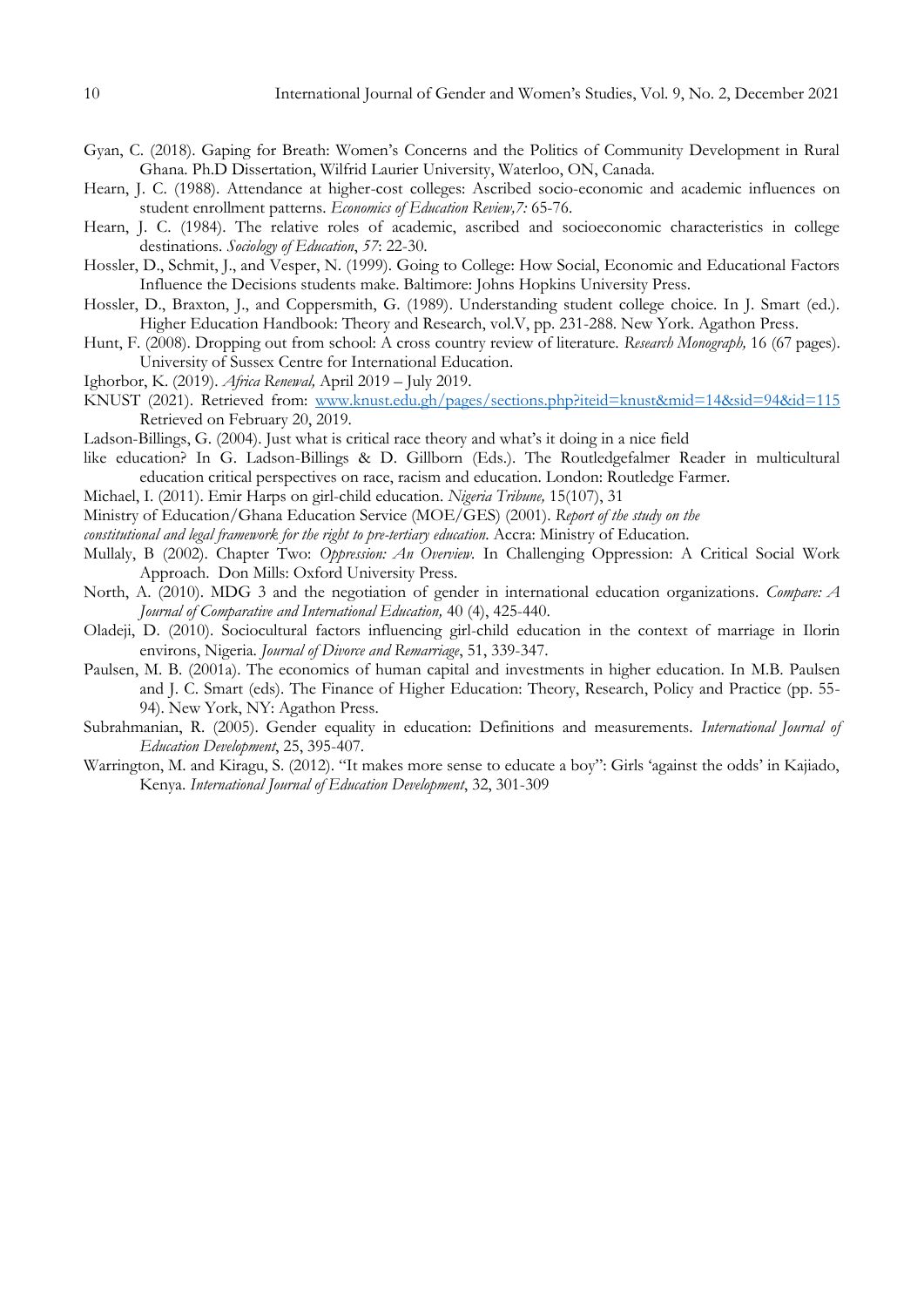Gyan, C. (2018). Gaping for Breath: Women's Concerns and the Politics of Community Development in Rural Ghana. Ph.D Dissertation, Wilfrid Laurier University, Waterloo, ON, Canada.

Hearn, J. C. (1988). Attendance at higher-cost colleges: Ascribed socio-economic and academic influences on student enrollment patterns. *Economics of Education Review,7:* 65-76.

Hearn, J. C. (1984). The relative roles of academic, ascribed and socioeconomic characteristics in college destinations. *Sociology of Education*, *57*: 22-30.

Hossler, D., Schmit, J., and Vesper, N. (1999). Going to College: How Social, Economic and Educational Factors Influence the Decisions students make. Baltimore: Johns Hopkins University Press.

Hossler, D., Braxton, J., and Coppersmith, G. (1989). Understanding student college choice. In J. Smart (ed.). Higher Education Handbook: Theory and Research, vol.V, pp. 231-288. New York. Agathon Press.

Hunt, F. (2008). Dropping out from school: A cross country review of literature. *Research Monograph,* 16 (67 pages). University of Sussex Centre for International Education.

Ighorbor, K. (2019). *Africa Renewal,* April 2019 – July 2019.

KNUST (2021). Retrieved from: www.knust.edu.gh/pages/sections.php?iteid=knust&mid=14&sid=94&id=115 Retrieved on February 20, 2019.

Ladson-Billings, G. (2004). Just what is critical race theory and what's it doing in a nice field like education? In G. Ladson-Billings & D. Gillborn (Eds.). The Routledgefalmer Reader in multicultural education critical perspectives on race, racism and education. London: Routledge Farmer.

Michael, I. (2011). Emir Harps on girl-child education. *Nigeria Tribune,* 15(107), 31

Ministry of Education/Ghana Education Service (MOE/GES) (2001). *Report of the study on the constitutional and legal framework for the right to pre-tertiary education.* Accra: Ministry of Education.

Mullaly, B (2002). Chapter Two: *Oppression: An Overview.* In Challenging Oppression: A Critical Social Work Approach. Don Mills: Oxford University Press.

North, A. (2010). MDG 3 and the negotiation of gender in international education organizations. *Compare: A Journal of Comparative and International Education,* 40 (4), 425-440.

Oladeji, D. (2010). Sociocultural factors influencing girl-child education in the context of marriage in Ilorin environs, Nigeria. *Journal of Divorce and Remarriage*, 51, 339-347.

Paulsen, M. B. (2001a). The economics of human capital and investments in higher education. In M.B. Paulsen and J. C. Smart (eds). The Finance of Higher Education: Theory, Research, Policy and Practice (pp. 55-94). New York, NY: Agathon Press.

Subrahmanian, R. (2005). Gender equality in education: Definitions and measurements. *International Journal of Education Development*, 25, 395-407.

Warrington, M. and Kiragu, S. (2012). "It makes more sense to educate a boy": Girls 'against the odds' in Kajiado, Kenya. *International Journal of Education Development*, 32, 301-309